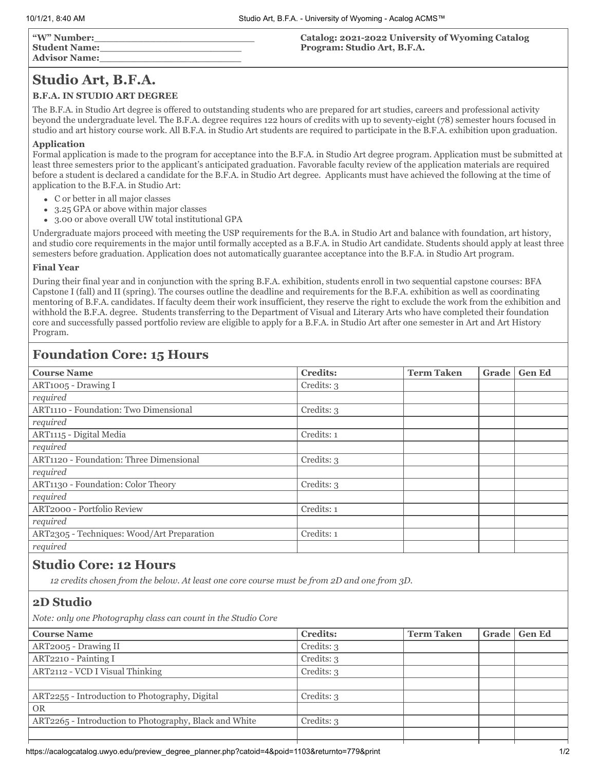**"W" Number:**\_\_\_\_\_\_\_\_\_\_\_\_\_\_\_\_\_\_\_\_\_\_\_\_
**Student Name:**\_\_\_\_\_\_\_\_\_\_\_\_\_\_\_\_\_\_\_\_\_\_\_
**Advisor Name:**\_\_\_\_\_\_\_\_\_\_\_\_\_\_\_\_\_\_\_\_\_\_\_

**Catalog: 2021-2022 University of Wyoming Catalog**
**Program: Studio Art, B.F.A.**

# Studio Art, B.F.A.

**B.F.A. IN STUDIO ART DEGREE**

The B.F.A. in Studio Art degree is offered to outstanding students who are prepared for art studies, careers and professional activity beyond the undergraduate level. The B.F.A. degree requires 122 hours of credits with up to seventy-eight (78) semester hours focused in studio and art history course work. All B.F.A. in Studio Art students are required to participate in the B.F.A. exhibition upon graduation.

**Application**

Formal application is made to the program for acceptance into the B.F.A. in Studio Art degree program. Application must be submitted at least three semesters prior to the applicant's anticipated graduation. Favorable faculty review of the application materials are required before a student is declared a candidate for the B.F.A. in Studio Art degree. Applicants must have achieved the following at the time of application to the B.F.A. in Studio Art:

- C or better in all major classes
- 3.25 GPA or above within major classes
- 3.00 or above overall UW total institutional GPA

Undergraduate majors proceed with meeting the USP requirements for the B.A. in Studio Art and balance with foundation, art history, and studio core requirements in the major until formally accepted as a B.F.A. in Studio Art candidate. Students should apply at least three semesters before graduation. Application does not automatically guarantee acceptance into the B.F.A. in Studio Art program.

**Final Year**

During their final year and in conjunction with the spring B.F.A. exhibition, students enroll in two sequential capstone courses: BFA Capstone I (fall) and II (spring). The courses outline the deadline and requirements for the B.F.A. exhibition as well as coordinating mentoring of B.F.A. candidates. If faculty deem their work insufficient, they reserve the right to exclude the work from the exhibition and withhold the B.F.A. degree. Students transferring to the Department of Visual and Literary Arts who have completed their foundation core and successfully passed portfolio review are eligible to apply for a B.F.A. in Studio Art after one semester in Art and Art History Program.

## Foundation Core: 15 Hours

| Course Name | Credits: | Term Taken | Grade | Gen Ed |
|---|---|---|---|---|
| ART1005 - Drawing I | Credits: 3 | | | |
| *required* | | | | |
| ART1110 - Foundation: Two Dimensional | Credits: 3 | | | |
| *required* | | | | |
| ART1115 - Digital Media | Credits: 1 | | | |
| *required* | | | | |
| ART1120 - Foundation: Three Dimensional | Credits: 3 | | | |
| *required* | | | | |
| ART1130 - Foundation: Color Theory | Credits: 3 | | | |
| *required* | | | | |
| ART2000 - Portfolio Review | Credits: 1 | | | |
| *required* | | | | |
| ART2305 - Techniques: Wood/Art Preparation | Credits: 1 | | | |
| *required* | | | | |

## Studio Core: 12 Hours

*12 credits chosen from the below. At least one core course must be from 2D and one from 3D.*

## 2D Studio

*Note: only one Photography class can count in the Studio Core*

| Course Name | Credits: | Term Taken | Grade | Gen Ed |
|---|---|---|---|---|
| ART2005 - Drawing II | Credits: 3 | | | |
| ART2210 - Painting I | Credits: 3 | | | |
| ART2112 - VCD I Visual Thinking | Credits: 3 | | | |
| | | | | |
| ART2255 - Introduction to Photography, Digital | Credits: 3 | | | |
| OR | | | | |
| ART2265 - Introduction to Photography, Black and White | Credits: 3 | | | |
| | | | | |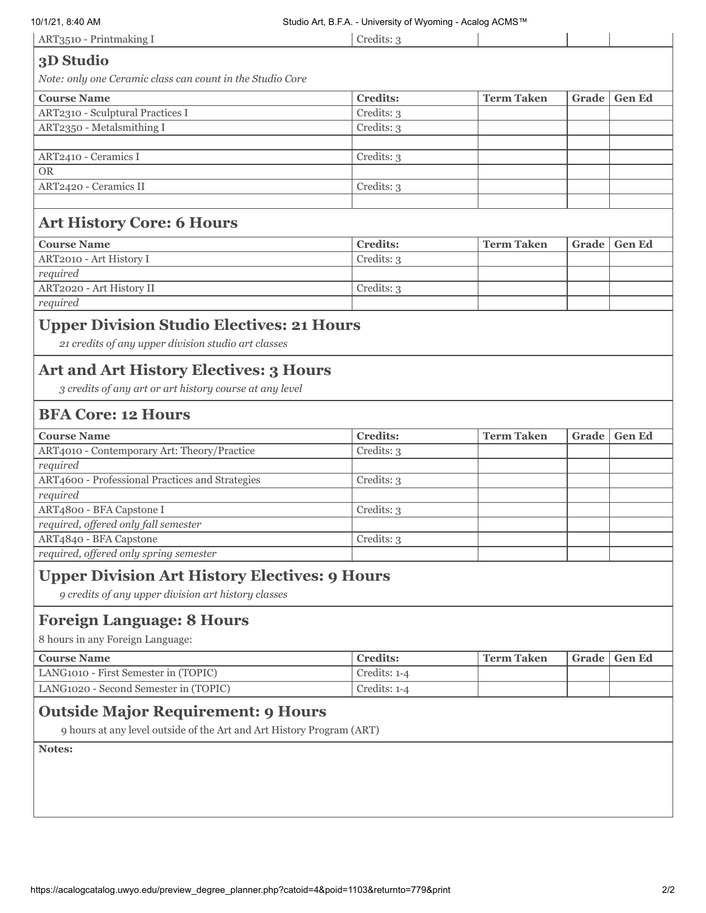| | | | | |
|---|---|---|---|---|
| ART3510 - Printmaking I | Credits: 3 | | | |

### 3D Studio

*Note: only one Ceramic class can count in the Studio Core*

| Course Name | Credits: | Term Taken | Grade | Gen Ed |
|---|---|---|---|---|
| ART2310 - Sculptural Practices I | Credits: 3 | | | |
| ART2350 - Metalsmithing I | Credits: 3 | | | |
| | | | | |
| ART2410 - Ceramics I | Credits: 3 | | | |
| OR | | | | |
| ART2420 - Ceramics II | Credits: 3 | | | |
| | | | | |

## Art History Core: 6 Hours

| Course Name | Credits: | Term Taken | Grade | Gen Ed |
|---|---|---|---|---|
| ART2010 - Art History I | Credits: 3 | | | |
| *required* | | | | |
| ART2020 - Art History II | Credits: 3 | | | |
| *required* | | | | |

## Upper Division Studio Electives: 21 Hours

*21 credits of any upper division studio art classes*

## Art and Art History Electives: 3 Hours

*3 credits of any art or art history course at any level*

## BFA Core: 12 Hours

| Course Name | Credits: | Term Taken | Grade | Gen Ed |
|---|---|---|---|---|
| ART4010 - Contemporary Art: Theory/Practice | Credits: 3 | | | |
| *required* | | | | |
| ART4600 - Professional Practices and Strategies | Credits: 3 | | | |
| *required* | | | | |
| ART4800 - BFA Capstone I | Credits: 3 | | | |
| *required, offered only fall semester* | | | | |
| ART4840 - BFA Capstone | Credits: 3 | | | |
| *required, offered only spring semester* | | | | |

## Upper Division Art History Electives: 9 Hours

*9 credits of any upper division art history classes*

## Foreign Language: 8 Hours

8 hours in any Foreign Language:

| Course Name | Credits: | Term Taken | Grade | Gen Ed |
|---|---|---|---|---|
| LANG1010 - First Semester in (TOPIC) | Credits: 1-4 | | | |
| LANG1020 - Second Semester in (TOPIC) | Credits: 1-4 | | | |

## Outside Major Requirement: 9 Hours

9 hours at any level outside of the Art and Art History Program (ART)

**Notes:**